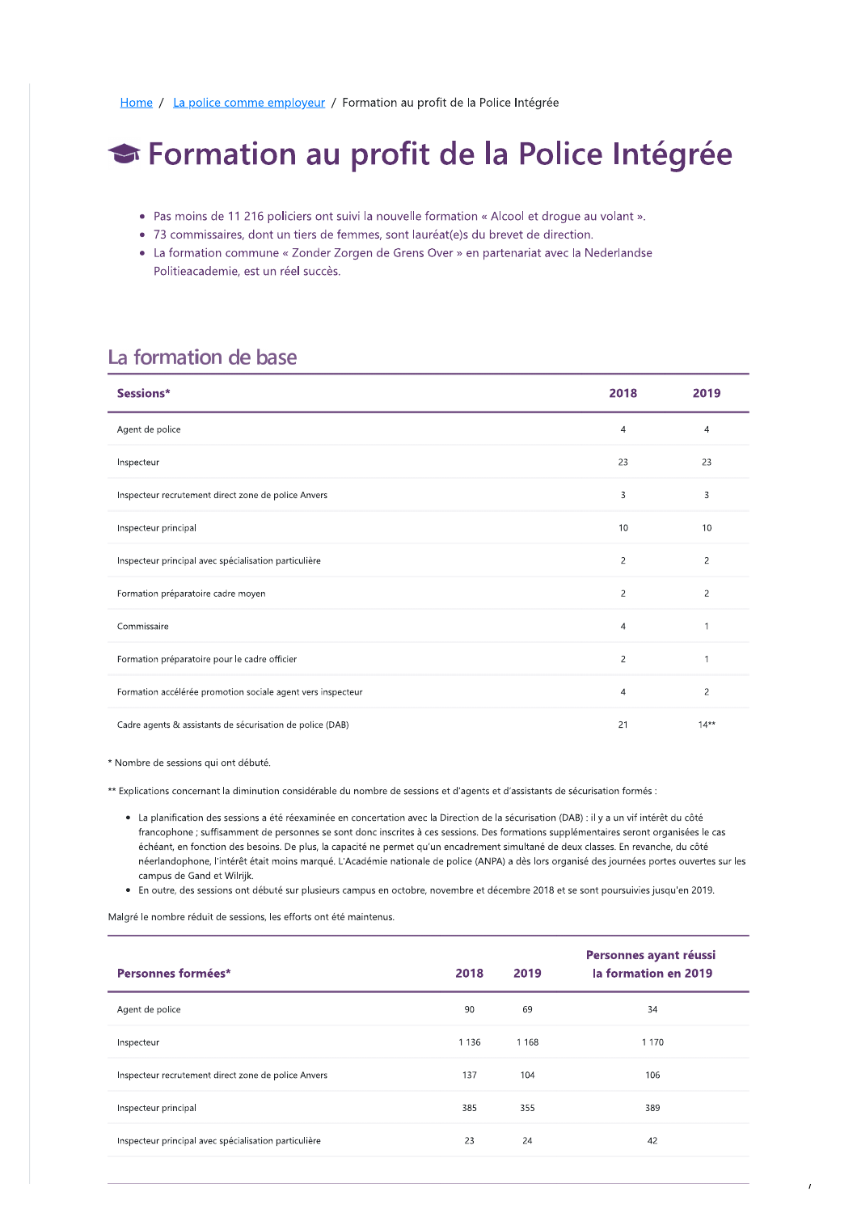Home / La police comme employeur / Formation au profit de la Police Intégrée

# Formation au profit de la Police Intégrée

- Pas moins de 11 216 policiers ont suivi la nouvelle formation « Alcool et drogue au volant ».
- 73 commissaires, dont un tiers de femmes, sont lauréat(e)s du brevet de direction.
- La formation commune « Zonder Zorgen de Grens Over » en partenariat avec la Nederlandse Politieacademie, est un réel succès.

## La formation de base

| Sessions* | 2018 | 2019 |
|---|---|---|
| Agent de police | 4 | 4 |
| Inspecteur | 23 | 23 |
| Inspecteur recrutement direct zone de police Anvers | 3 | 3 |
| Inspecteur principal | 10 | 10 |
| Inspecteur principal avec spécialisation particulière | 2 | 2 |
| Formation préparatoire cadre moyen | 2 | 2 |
| Commissaire | 4 | 1 |
| Formation préparatoire pour le cadre officier | 2 | 1 |
| Formation accélérée promotion sociale agent vers inspecteur | 4 | 2 |
| Cadre agents & assistants de sécurisation de police (DAB) | 21 | 14** |

* Nombre de sessions qui ont débuté.

** Explications concernant la diminution considérable du nombre de sessions et d'agents et d'assistants de sécurisation formés :

- La planification des sessions a été réexaminée en concertation avec la Direction de la sécurisation (DAB) : il y a un vif intérêt du côté francophone ; suffisamment de personnes se sont donc inscrites à ces sessions. Des formations supplémentaires seront organisées le cas échéant, en fonction des besoins. De plus, la capacité ne permet qu'un encadrement simultané de deux classes. En revanche, du côté néerlandophone, l'intérêt était moins marqué. L'Académie nationale de police (ANPA) a dès lors organisé des journées portes ouvertes sur les campus de Gand et Wilrijk.
- En outre, des sessions ont débuté sur plusieurs campus en octobre, novembre et décembre 2018 et se sont poursuivies jusqu'en 2019.

Malgré le nombre réduit de sessions, les efforts ont été maintenus.

| Personnes formées* | 2018 | 2019 | Personnes ayant réussi la formation en 2019 |
|---|---|---|---|
| Agent de police | 90 | 69 | 34 |
| Inspecteur | 1 136 | 1 168 | 1 170 |
| Inspecteur recrutement direct zone de police Anvers | 137 | 104 | 106 |
| Inspecteur principal | 385 | 355 | 389 |
| Inspecteur principal avec spécialisation particulière | 23 | 24 | 42 |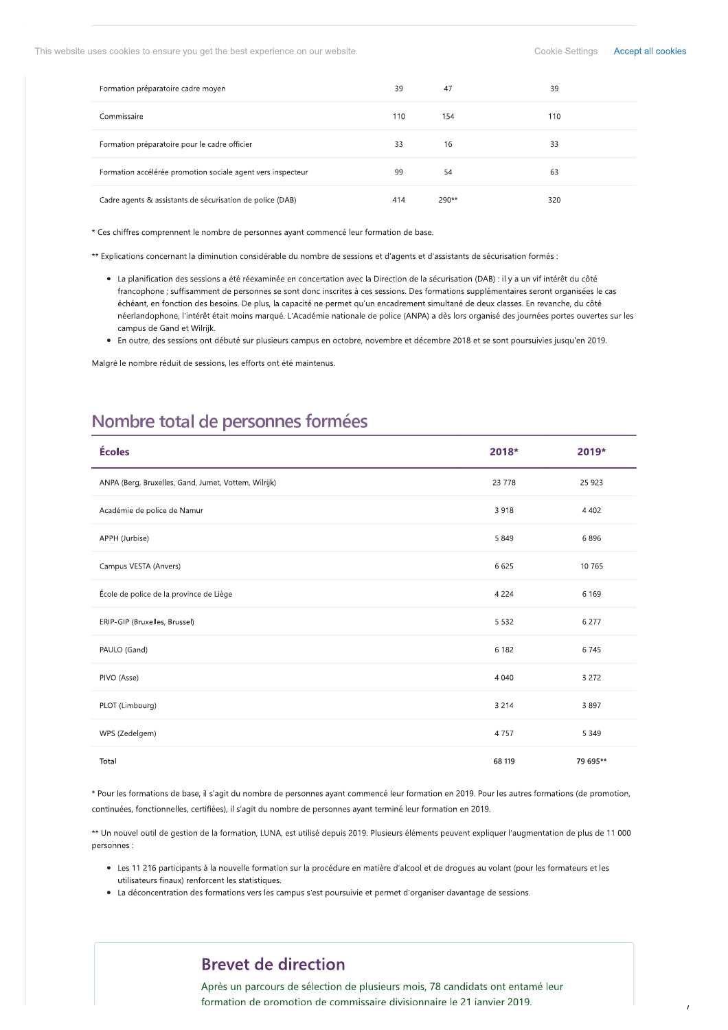| | | | |
|---|---|---|---|
| Formation préparatoire cadre moyen | 39 | 47 | 39 |
| Commissaire | 110 | 154 | 110 |
| Formation préparatoire pour le cadre officier | 33 | 16 | 33 |
| Formation accélérée promotion sociale agent vers inspecteur | 99 | 54 | 63 |
| Cadre agents & assistants de sécurisation de police (DAB) | 414 | 290** | 320 |

* Ces chiffres comprennent le nombre de personnes ayant commencé leur formation de base.

** Explications concernant la diminution considérable du nombre de sessions et d'agents et d'assistants de sécurisation formés :

- La planification des sessions a été réexaminée en concertation avec la Direction de la sécurisation (DAB) : il y a un vif intérêt du côté francophone ; suffisamment de personnes se sont donc inscrites à ces sessions. Des formations supplémentaires seront organisées le cas échéant, en fonction des besoins. De plus, la capacité ne permet qu'un encadrement simultané de deux classes. En revanche, du côté néerlandophone, l'intérêt était moins marqué. L'Académie nationale de police (ANPA) a dès lors organisé des journées portes ouvertes sur les campus de Gand et Wilrijk.
- En outre, des sessions ont débuté sur plusieurs campus en octobre, novembre et décembre 2018 et se sont poursuivies jusqu'en 2019.

Malgré le nombre réduit de sessions, les efforts ont été maintenus.

## Nombre total de personnes formées

| Écoles | 2018* | 2019* |
|---|---|---|
| ANPA (Berg, Bruxelles, Gand, Jumet, Vottem, Wilrijk) | 23 778 | 25 923 |
| Académie de police de Namur | 3 918 | 4 402 |
| APPH (Jurbise) | 5 849 | 6 896 |
| Campus VESTA (Anvers) | 6 625 | 10 765 |
| École de police de la province de Liège | 4 224 | 6 169 |
| ERIP-GIP (Bruxelles, Brussel) | 5 532 | 6 277 |
| PAULO (Gand) | 6 182 | 6 745 |
| PIVO (Asse) | 4 040 | 3 272 |
| PLOT (Limbourg) | 3 214 | 3 897 |
| WPS (Zedelgem) | 4 757 | 5 349 |
| **Total** | **68 119** | **79 695**** |

* Pour les formations de base, il s'agit du nombre de personnes ayant commencé leur formation en 2019. Pour les autres formations (de promotion, continuées, fonctionnelles, certifiées), il s'agit du nombre de personnes ayant terminé leur formation en 2019.

** Un nouvel outil de gestion de la formation, LUNA, est utilisé depuis 2019. Plusieurs éléments peuvent expliquer l'augmentation de plus de 11 000 personnes :

- Les 11 216 participants à la nouvelle formation sur la procédure en matière d'alcool et de drogues au volant (pour les formateurs et les utilisateurs finaux) renforcent les statistiques.
- La déconcentration des formations vers les campus s'est poursuivie et permet d'organiser davantage de sessions.

## Brevet de direction

Après un parcours de sélection de plusieurs mois, 78 candidats ont entamé leur formation de promotion de commissaire divisionnaire le 21 janvier 2019.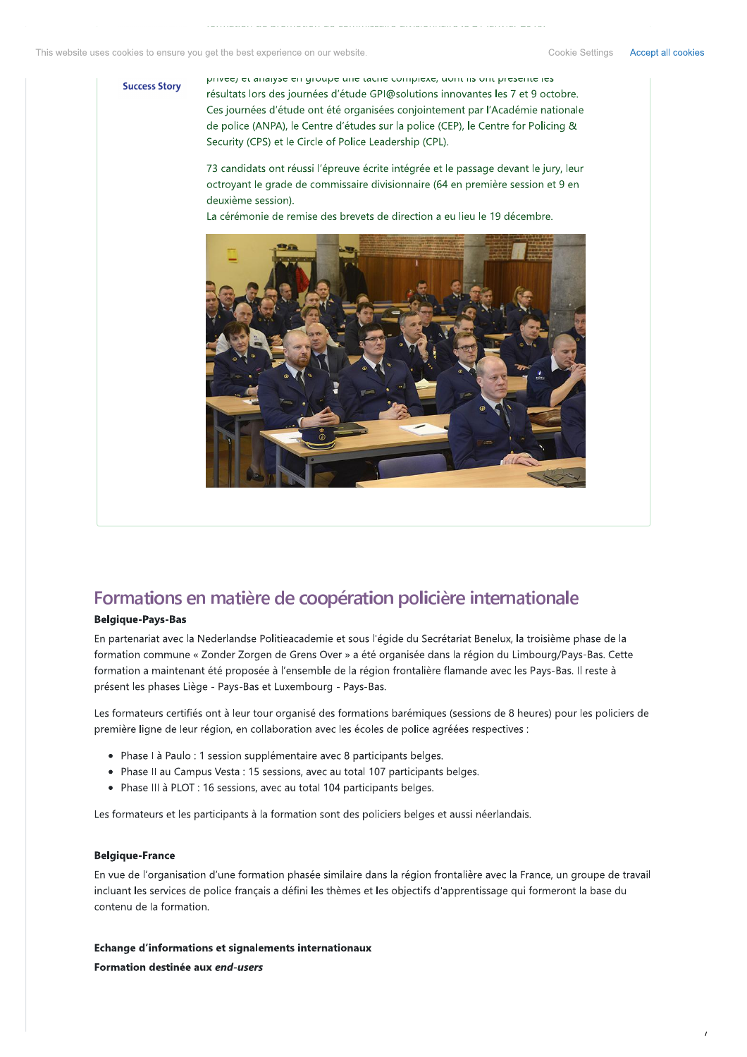Success Story

privée) et analyse en groupe une tâche complexe, dont ils ont présenté les résultats lors des journées d'étude GPI@solutions innovantes les 7 et 9 octobre. Ces journées d'étude ont été organisées conjointement par l'Académie nationale de police (ANPA), le Centre d'études sur la police (CEP), le Centre for Policing & Security (CPS) et le Circle of Police Leadership (CPL).

73 candidats ont réussi l'épreuve écrite intégrée et le passage devant le jury, leur octroyant le grade de commissaire divisionnaire (64 en première session et 9 en deuxième session).
La cérémonie de remise des brevets de direction a eu lieu le 19 décembre.

## Formations en matière de coopération policière internationale

**Belgique-Pays-Bas**

En partenariat avec la Nederlandse Politieacademie et sous l'égide du Secrétariat Benelux, la troisième phase de la formation commune « Zonder Zorgen de Grens Over » a été organisée dans la région du Limbourg/Pays-Bas. Cette formation a maintenant été proposée à l'ensemble de la région frontalière flamande avec les Pays-Bas. Il reste à présent les phases Liège - Pays-Bas et Luxembourg - Pays-Bas.

Les formateurs certifiés ont à leur tour organisé des formations barémiques (sessions de 8 heures) pour les policiers de première ligne de leur région, en collaboration avec les écoles de police agréées respectives :

- Phase I à Paulo : 1 session supplémentaire avec 8 participants belges.
- Phase II au Campus Vesta : 15 sessions, avec au total 107 participants belges.
- Phase III à PLOT : 16 sessions, avec au total 104 participants belges.

Les formateurs et les participants à la formation sont des policiers belges et aussi néerlandais.

**Belgique-France**

En vue de l'organisation d'une formation phasée similaire dans la région frontalière avec la France, un groupe de travail incluant les services de police français a défini les thèmes et les objectifs d'apprentissage qui formeront la base du contenu de la formation.

**Echange d'informations et signalements internationaux**

**Formation destinée aux *end-users***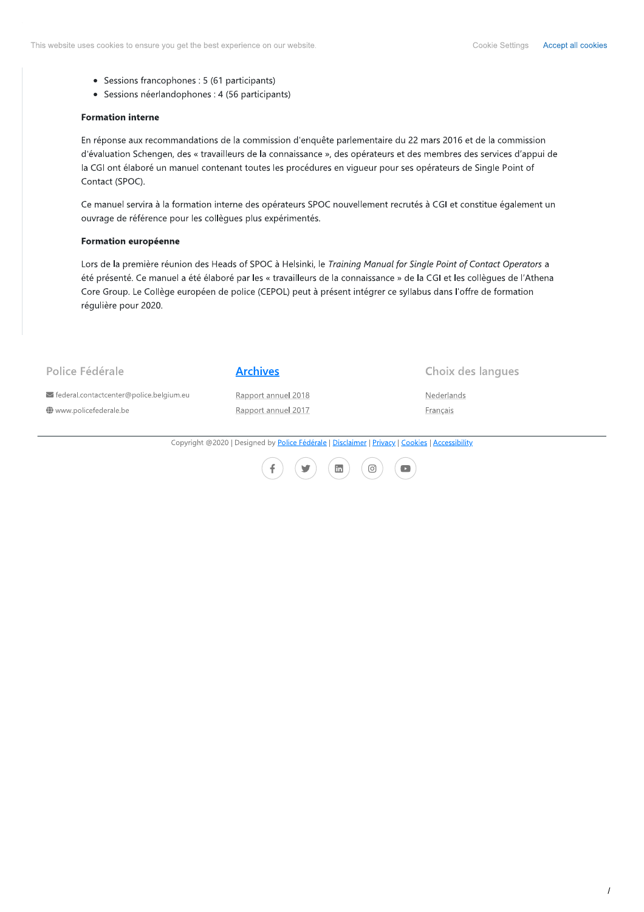- Sessions francophones : 5 (61 participants)
- Sessions néerlandophones : 4 (56 participants)

**Formation interne**

En réponse aux recommandations de la commission d'enquête parlementaire du 22 mars 2016 et de la commission d'évaluation Schengen, des « travailleurs de la connaissance », des opérateurs et des membres des services d'appui de la CGI ont élaboré un manuel contenant toutes les procédures en vigueur pour ses opérateurs de Single Point of Contact (SPOC).

Ce manuel servira à la formation interne des opérateurs SPOC nouvellement recrutés à CGI et constitue également un ouvrage de référence pour les collègues plus expérimentés.

**Formation européenne**

Lors de la première réunion des Heads of SPOC à Helsinki, le *Training Manual for Single Point of Contact Operators* a été présenté. Ce manuel a été élaboré par les « travailleurs de la connaissance » de la CGI et les collègues de l'Athena Core Group. Le Collège européen de police (CEPOL) peut à présent intégrer ce syllabus dans l'offre de formation régulière pour 2020.